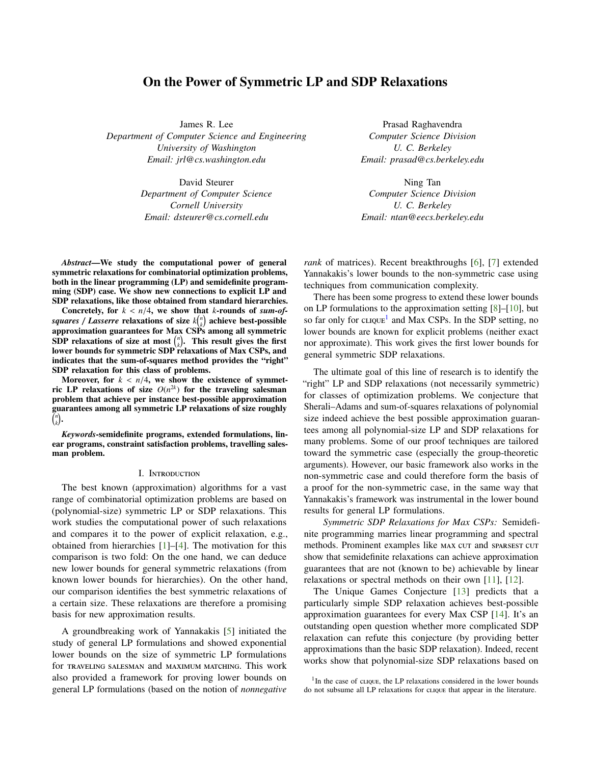# On the Power of Symmetric LP and SDP Relaxations

James R. Lee
*Department of Computer Science and Engineering*
*University of Washington*
*Email: jrl@cs.washington.edu*

Prasad Raghavendra
*Computer Science Division*
*U. C. Berkeley*
*Email: prasad@cs.berkeley.edu*

David Steurer
*Department of Computer Science*
*Cornell University*
*Email: dsteurer@cs.cornell.edu*

Ning Tan
*Computer Science Division*
*U. C. Berkeley*
*Email: ntan@eecs.berkeley.edu*

***Abstract*—We study the computational power of general symmetric relaxations for combinatorial optimization problems, both in the linear programming (LP) and semidefinite programming (SDP) case. We show new connections to explicit LP and SDP relaxations, like those obtained from standard hierarchies.**

**Concretely, for $k < n/4$, we show that $k$-rounds of *sum-of-squares / Lasserre* relaxations of size $k\binom{n}{k}$ achieve best-possible approximation guarantees for Max CSPs among all symmetric SDP relaxations of size at most $\binom{n}{k}$. This result gives the first lower bounds for symmetric SDP relaxations of Max CSPs, and indicates that the sum-of-squares method provides the "right" SDP relaxation for this class of problems.**

**Moreover, for $k < n/4$, we show the existence of symmetric LP relaxations of size $O(n^{2k})$ for the traveling salesman problem that achieve per instance best-possible approximation guarantees among all symmetric LP relaxations of size roughly $\binom{n}{k}$.**

***Keywords*-semidefinite programs, extended formulations, linear programs, constraint satisfaction problems, travelling salesman problem.**

## I. Introduction

The best known (approximation) algorithms for a vast range of combinatorial optimization problems are based on (polynomial-size) symmetric LP or SDP relaxations. This work studies the computational power of such relaxations and compares it to the power of explicit relaxation, e.g., obtained from hierarchies [1]–[4]. The motivation for this comparison is two fold: On the one hand, we can deduce new lower bounds for general symmetric relaxations (from known lower bounds for hierarchies). On the other hand, our comparison identifies the best symmetric relaxations of a certain size. These relaxations are therefore a promising basis for new approximation results.

A groundbreaking work of Yannakakis [5] initiated the study of general LP formulations and showed exponential lower bounds on the size of symmetric LP formulations for traveling salesman and maximum matching. This work also provided a framework for proving lower bounds on general LP formulations (based on the notion of *nonnegative rank* of matrices). Recent breakthroughs [6], [7] extended Yannakakis's lower bounds to the non-symmetric case using techniques from communication complexity.

There has been some progress to extend these lower bounds on LP formulations to the approximation setting [8]–[10], but so far only for clique[1] and Max CSPs. In the SDP setting, no lower bounds are known for explicit problems (neither exact nor approximate). This work gives the first lower bounds for general symmetric SDP relaxations.

The ultimate goal of this line of research is to identify the "right" LP and SDP relaxations (not necessarily symmetric) for classes of optimization problems. We conjecture that Sherali–Adams and sum-of-squares relaxations of polynomial size indeed achieve the best possible approximation guarantees among all polynomial-size LP and SDP relaxations for many problems. Some of our proof techniques are tailored toward the symmetric case (especially the group-theoretic arguments). However, our basic framework also works in the non-symmetric case and could therefore form the basis of a proof for the non-symmetric case, in the same way that Yannakakis's framework was instrumental in the lower bound results for general LP formulations.

*Symmetric SDP Relaxations for Max CSPs:* Semidefinite programming marries linear programming and spectral methods. Prominent examples like max cut and sparsest cut show that semidefinite relaxations can achieve approximation guarantees that are not (known to be) achievable by linear relaxations or spectral methods on their own [11], [12].

The Unique Games Conjecture [13] predicts that a particularly simple SDP relaxation achieves best-possible approximation guarantees for every Max CSP [14]. It's an outstanding open question whether more complicated SDP relaxation can refute this conjecture (by providing better approximations than the basic SDP relaxation). Indeed, recent works show that polynomial-size SDP relaxations based on

[1] In the case of clique, the LP relaxations considered in the lower bounds do not subsume all LP relaxations for clique that appear in the literature.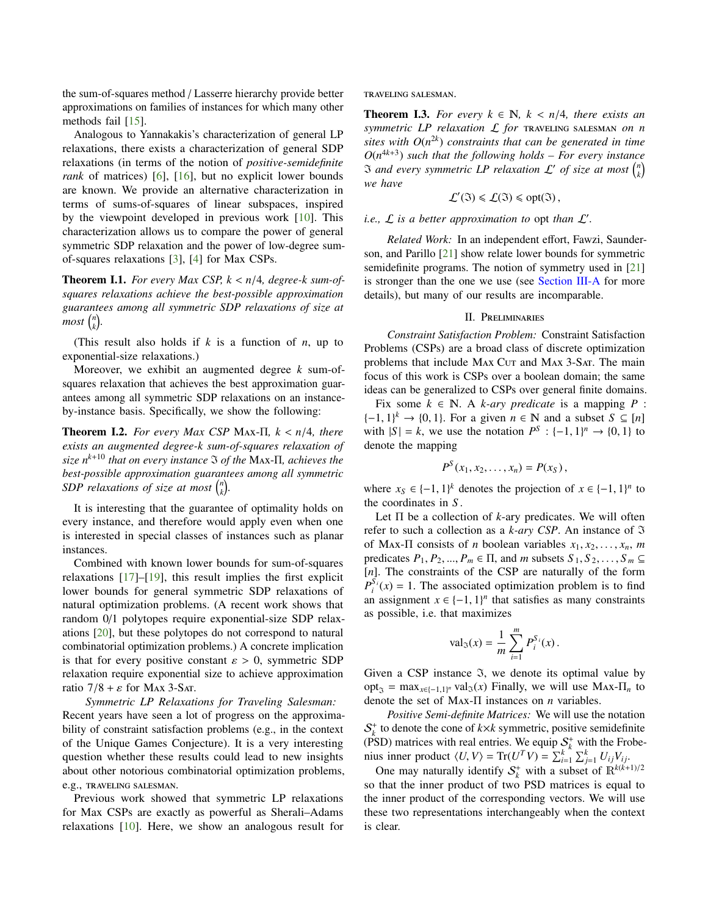the sum-of-squares method / Lasserre hierarchy provide better approximations on families of instances for which many other methods fail [15].

Analogous to Yannakakis's characterization of general LP relaxations, there exists a characterization of general SDP relaxations (in terms of the notion of *positive-semidefinite rank* of matrices) [6], [16], but no explicit lower bounds are known. We provide an alternative characterization in terms of sums-of-squares of linear subspaces, inspired by the viewpoint developed in previous work [10]. This characterization allows us to compare the power of general symmetric SDP relaxation and the power of low-degree sum-of-squares relaxations [3], [4] for Max CSPs.

**Theorem I.1.** *For every Max CSP, $k < n/4$, degree-$k$ sum-of-squares relaxations achieve the best-possible approximation guarantees among all symmetric SDP relaxations of size at most $\binom{n}{k}$.*

(This result also holds if $k$ is a function of $n$, up to exponential-size relaxations.)

Moreover, we exhibit an augmented degree $k$ sum-of-squares relaxation that achieves the best approximation guarantees among all symmetric SDP relaxations on an instance-by-instance basis. Specifically, we show the following:

**Theorem I.2.** *For every Max CSP* Max-$\Pi$*, $k < n/4$, there exists an augmented degree-$k$ sum-of-squares relaxation of size $n^{k+10}$ that on every instance $\mathfrak{I}$ of the* Max-$\Pi$*, achieves the best-possible approximation guarantees among all symmetric SDP relaxations of size at most $\binom{n}{k}$.*

It is interesting that the guarantee of optimality holds on every instance, and therefore would apply even when one is interested in special classes of instances such as planar instances.

Combined with known lower bounds for sum-of-squares relaxations [17]–[19], this result implies the first explicit lower bounds for general symmetric SDP relaxations of natural optimization problems. (A recent work shows that random 0/1 polytopes require exponential-size SDP relaxations [20], but these polytopes do not correspond to natural combinatorial optimization problems.) A concrete implication is that for every positive constant $\varepsilon > 0$, symmetric SDP relaxation require exponential size to achieve approximation ratio $7/8 + \varepsilon$ for Max 3-Sat.

*Symmetric LP Relaxations for Traveling Salesman:* Recent years have seen a lot of progress on the approximability of constraint satisfaction problems (e.g., in the context of the Unique Games Conjecture). It is a very interesting question whether these results could lead to new insights about other notorious combinatorial optimization problems, e.g., traveling salesman.

Previous work showed that symmetric LP relaxations for Max CSPs are exactly as powerful as Sherali–Adams relaxations [10]. Here, we show an analogous result for traveling salesman.

**Theorem I.3.** *For every $k \in \mathbb{N}$, $k < n/4$, there exists an symmetric LP relaxation $\mathcal{L}$ for* traveling salesman *on $n$ sites with $O(n^{2k})$ constraints that can be generated in time $O(n^{4k+3})$ such that the following holds – For every instance $\mathfrak{I}$ and every symmetric LP relaxation $\mathcal{L}'$ of size at most $\binom{n}{k}$ we have*

$$\mathcal{L}'(\mathfrak{I}) \leqslant \mathcal{L}(\mathfrak{I}) \leqslant \operatorname{opt}(\mathfrak{I}),$$

*i.e., $\mathcal{L}$ is a better approximation to* opt *than $\mathcal{L}'$.*

*Related Work:* In an independent effort, Fawzi, Saunderson, and Parillo [21] show relate lower bounds for symmetric semidefinite programs. The notion of symmetry used in [21] is stronger than the one we use (see Section III-A for more details), but many of our results are incomparable.

## II. Preliminaries

*Constraint Satisfaction Problem:* Constraint Satisfaction Problems (CSPs) are a broad class of discrete optimization problems that include Max Cut and Max 3-Sat. The main focus of this work is CSPs over a boolean domain; the same ideas can be generalized to CSPs over general finite domains.

Fix some $k \in \mathbb{N}$. A *$k$-ary predicate* is a mapping $P : \{-1, 1\}^k \to \{0, 1\}$. For a given $n \in \mathbb{N}$ and a subset $S \subseteq [n]$ with $|S| = k$, we use the notation $P^S : \{-1, 1\}^n \to \{0, 1\}$ to denote the mapping

$$P^S(x_1, x_2, \ldots, x_n) = P(x_S),$$

where $x_S \in \{-1, 1\}^k$ denotes the projection of $x \in \{-1, 1\}^n$ to the coordinates in $S$.

Let $\Pi$ be a collection of $k$-ary predicates. We will often refer to such a collection as a *$k$-ary CSP*. An instance of $\mathfrak{I}$ of Max-$\Pi$ consists of $n$ boolean variables $x_1, x_2, \ldots, x_n$, $m$ predicates $P_1, P_2, ..., P_m \in \Pi$, and $m$ subsets $S_1, S_2, \ldots, S_m \subseteq [n]$. The constraints of the CSP are naturally of the form $P_i^{S_i}(x) = 1$. The associated optimization problem is to find an assignment $x \in \{-1, 1\}^n$ that satisfies as many constraints as possible, i.e. that maximizes

$$\operatorname{val}_{\mathfrak{I}}(x) = \frac{1}{m} \sum_{i=1}^{m} P_i^{S_i}(x).$$

Given a CSP instance $\mathfrak{I}$, we denote its optimal value by $\operatorname{opt}_{\mathfrak{I}} = \max_{x \in \{-1,1\}^n} \operatorname{val}_{\mathfrak{I}}(x)$ Finally, we will use Max-$\Pi_n$ to denote the set of Max-$\Pi$ instances on $n$ variables.

*Positive Semi-definite Matrices:* We will use the notation $\mathcal{S}_k^+$ to denote the cone of $k \times k$ symmetric, positive semidefinite (PSD) matrices with real entries. We equip $\mathcal{S}_k^+$ with the Frobenius inner product $\langle U, V \rangle = \operatorname{Tr}(U^T V) = \sum_{i=1}^{k} \sum_{j=1}^{k} U_{ij} V_{ij}$.

One may naturally identify $\mathcal{S}_k^+$ with a subset of $\mathbb{R}^{k(k+1)/2}$ so that the inner product of two PSD matrices is equal to the inner product of the corresponding vectors. We will use these two representations interchangeably when the context is clear.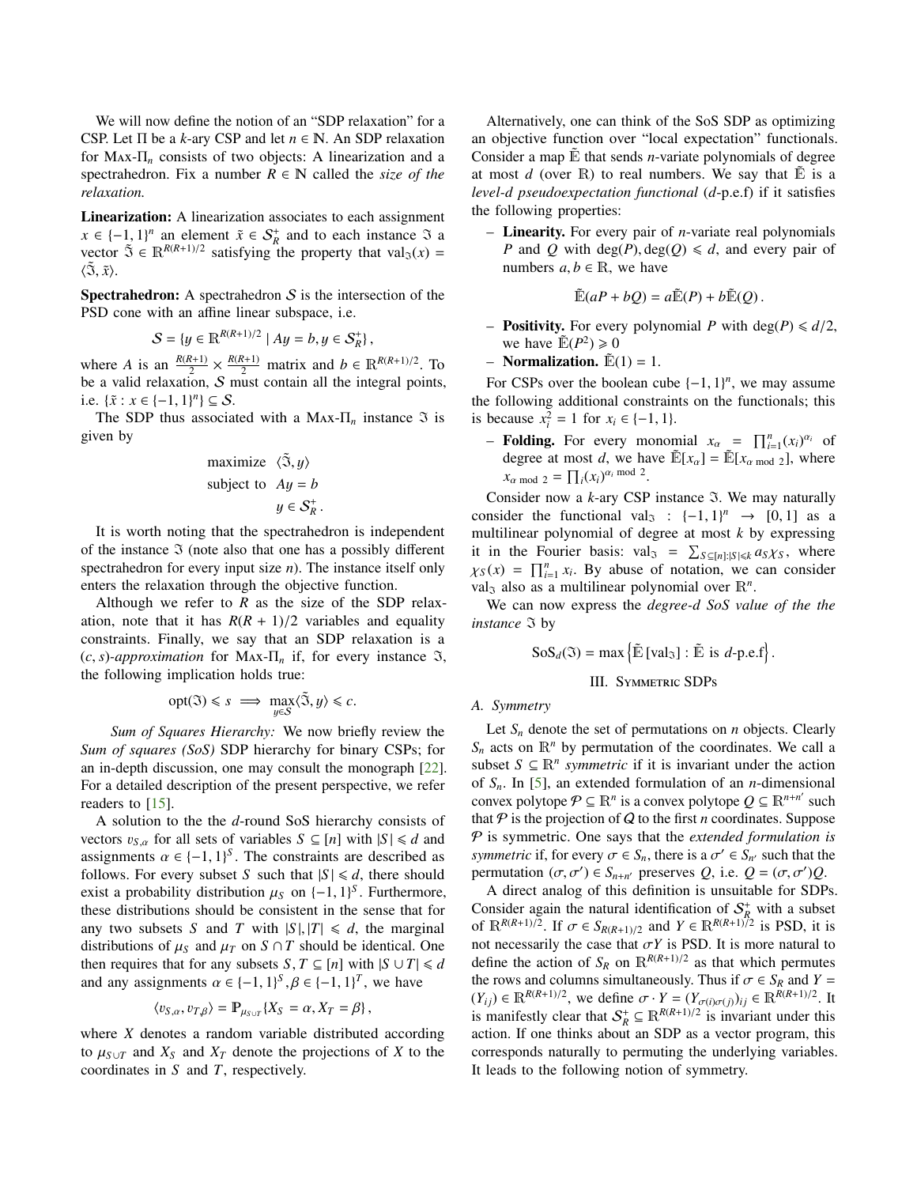We will now define the notion of an "SDP relaxation" for a CSP. Let $\Pi$ be a $k$-ary CSP and let $n \in \mathbb{N}$. An SDP relaxation for $\textsc{Max}\text{-}\Pi_n$ consists of two objects: A linearization and a spectrahedron. Fix a number $R \in \mathbb{N}$ called the *size of the relaxation.*

**Linearization:** A linearization associates to each assignment $x \in \{-1,1\}^n$ an element $\tilde{x} \in \mathcal{S}_R^+$ and to each instance $\mathfrak{I}$ a vector $\tilde{\mathfrak{I}} \in \mathbb{R}^{R(R+1)/2}$ satisfying the property that $\mathrm{val}_{\mathfrak{I}}(x) = \langle \tilde{\mathfrak{I}}, \tilde{x} \rangle$.

**Spectrahedron:** A spectrahedron $\mathcal{S}$ is the intersection of the PSD cone with an affine linear subspace, i.e.

$$\mathcal{S} = \{y \in \mathbb{R}^{R(R+1)/2} \mid Ay = b, y \in \mathcal{S}_R^+\},$$

where $A$ is an $\frac{R(R+1)}{2} \times \frac{R(R+1)}{2}$ matrix and $b \in \mathbb{R}^{R(R+1)/2}$. To be a valid relaxation, $\mathcal{S}$ must contain all the integral points, i.e. $\{\tilde{x} : x \in \{-1,1\}^n\} \subseteq \mathcal{S}$.

The SDP thus associated with a $\textsc{Max}\text{-}\Pi_n$ instance $\mathfrak{I}$ is given by

$$\begin{aligned} \text{maximize} \quad & \langle \tilde{\mathfrak{I}}, y \rangle \\ \text{subject to} \quad & Ay = b \\ & y \in \mathcal{S}_R^+ . \end{aligned}$$

It is worth noting that the spectrahedron is independent of the instance $\mathfrak{I}$ (note also that one has a possibly different spectrahedron for every input size $n$). The instance itself only enters the relaxation through the objective function.

Although we refer to $R$ as the size of the SDP relaxation, note that it has $R(R+1)/2$ variables and equality constraints. Finally, we say that an SDP relaxation is a $(c,s)$-*approximation* for $\textsc{Max}\text{-}\Pi_n$ if, for every instance $\mathfrak{I}$, the following implication holds true:

$$\mathrm{opt}(\mathfrak{I}) \leqslant s \implies \max_{y \in \mathcal{S}} \langle \tilde{\mathfrak{I}}, y \rangle \leqslant c.$$

*Sum of Squares Hierarchy:* We now briefly review the *Sum of squares (SoS)* SDP hierarchy for binary CSPs; for an in-depth discussion, one may consult the monograph [22]. For a detailed description of the present perspective, we refer readers to [15].

A solution to the the $d$-round SoS hierarchy consists of vectors $v_{S,\alpha}$ for all sets of variables $S \subseteq [n]$ with $|S| \leqslant d$ and assignments $\alpha \in \{-1,1\}^S$. The constraints are described as follows. For every subset $S$ such that $|S| \leqslant d$, there should exist a probability distribution $\mu_S$ on $\{-1,1\}^S$. Furthermore, these distributions should be consistent in the sense that for any two subsets $S$ and $T$ with $|S|,|T| \leqslant d$, the marginal distributions of $\mu_S$ and $\mu_T$ on $S \cap T$ should be identical. One then requires that for any subsets $S, T \subseteq [n]$ with $|S \cup T| \leqslant d$ and any assignments $\alpha \in \{-1,1\}^S, \beta \in \{-1,1\}^T$, we have

$$\langle v_{S,\alpha}, v_{T,\beta} \rangle = \mathbb{P}_{\mu_{S \cup T}}\{X_S = \alpha, X_T = \beta\},$$

where $X$ denotes a random variable distributed according to $\mu_{S \cup T}$ and $X_S$ and $X_T$ denote the projections of $X$ to the coordinates in $S$ and $T$, respectively.

Alternatively, one can think of the SoS SDP as optimizing an objective function over "local expectation" functionals. Consider a map $\tilde{\mathbb{E}}$ that sends $n$-variate polynomials of degree at most $d$ (over $\mathbb{R}$) to real numbers. We say that $\tilde{\mathbb{E}}$ is a *level-$d$ pseudoexpectation functional* ($d$-p.e.f) if it satisfies the following properties:

- **Linearity.** For every pair of $n$-variate real polynomials $P$ and $Q$ with $\deg(P), \deg(Q) \leqslant d$, and every pair of numbers $a, b \in \mathbb{R}$, we have

$$\tilde{\mathbb{E}}(aP + bQ) = a\tilde{\mathbb{E}}(P) + b\tilde{\mathbb{E}}(Q).$$

- **Positivity.** For every polynomial $P$ with $\deg(P) \leqslant d/2$, we have $\tilde{\mathbb{E}}(P^2) \geqslant 0$
- **Normalization.** $\tilde{\mathbb{E}}(1) = 1$.

For CSPs over the boolean cube $\{-1,1\}^n$, we may assume the following additional constraints on the functionals; this is because $x_i^2 = 1$ for $x_i \in \{-1,1\}$.

- **Folding.** For every monomial $x_\alpha = \prod_{i=1}^n (x_i)^{\alpha_i}$ of degree at most $d$, we have $\tilde{\mathbb{E}}[x_\alpha] = \tilde{\mathbb{E}}[x_{\alpha \bmod 2}]$, where $x_{\alpha \bmod 2} = \prod_i (x_i)^{\alpha_i \bmod 2}$.

Consider now a $k$-ary CSP instance $\mathfrak{I}$. We may naturally consider the functional $\mathrm{val}_{\mathfrak{I}} : \{-1,1\}^n \to [0,1]$ as a multilinear polynomial of degree at most $k$ by expressing it in the Fourier basis: $\mathrm{val}_{\mathfrak{I}} = \sum_{S \subseteq [n]: |S| \leqslant k} a_S \chi_S$, where $\chi_S(x) = \prod_{i=1}^n x_i$. By abuse of notation, we can consider $\mathrm{val}_{\mathfrak{I}}$ also as a multilinear polynomial over $\mathbb{R}^n$.

We can now express the *degree-$d$ SoS value of the the instance* $\mathfrak{I}$ by

$$\mathrm{SoS}_d(\mathfrak{I}) = \max\left\{\tilde{\mathbb{E}}[\mathrm{val}_{\mathfrak{I}}] : \tilde{\mathbb{E}} \text{ is } d\text{-p.e.f}\right\}.$$

## III. Symmetric SDPs

### A. Symmetry

Let $S_n$ denote the set of permutations on $n$ objects. Clearly $S_n$ acts on $\mathbb{R}^n$ by permutation of the coordinates. We call a subset $S \subseteq \mathbb{R}^n$ *symmetric* if it is invariant under the action of $S_n$. In [5], an extended formulation of an $n$-dimensional convex polytope $\mathcal{P} \subseteq \mathbb{R}^n$ is a convex polytope $Q \subseteq \mathbb{R}^{n+n'}$ such that $\mathcal{P}$ is the projection of $Q$ to the first $n$ coordinates. Suppose $\mathcal{P}$ is symmetric. One says that the *extended formulation is symmetric* if, for every $\sigma \in S_n$, there is a $\sigma' \in S_{n'}$ such that the permutation $(\sigma, \sigma') \in S_{n+n'}$ preserves $Q$, i.e. $Q = (\sigma, \sigma')Q$.

A direct analog of this definition is unsuitable for SDPs. Consider again the natural identification of $\mathcal{S}_R^+$ with a subset of $\mathbb{R}^{R(R+1)/2}$. If $\sigma \in S_{R(R+1)/2}$ and $Y \in \mathbb{R}^{R(R+1)/2}$ is PSD, it is not necessarily the case that $\sigma Y$ is PSD. It is more natural to define the action of $S_R$ on $\mathbb{R}^{R(R+1)/2}$ as that which permutes the rows and columns simultaneously. Thus if $\sigma \in S_R$ and $Y = (Y_{ij}) \in \mathbb{R}^{R(R+1)/2}$, we define $\sigma \cdot Y = (Y_{\sigma(i)\sigma(j)})_{ij} \in \mathbb{R}^{R(R+1)/2}$. It is manifestly clear that $\mathcal{S}_R^+ \subseteq \mathbb{R}^{R(R+1)/2}$ is invariant under this action. If one thinks about an SDP as a vector program, this corresponds naturally to permuting the underlying variables. It leads to the following notion of symmetry.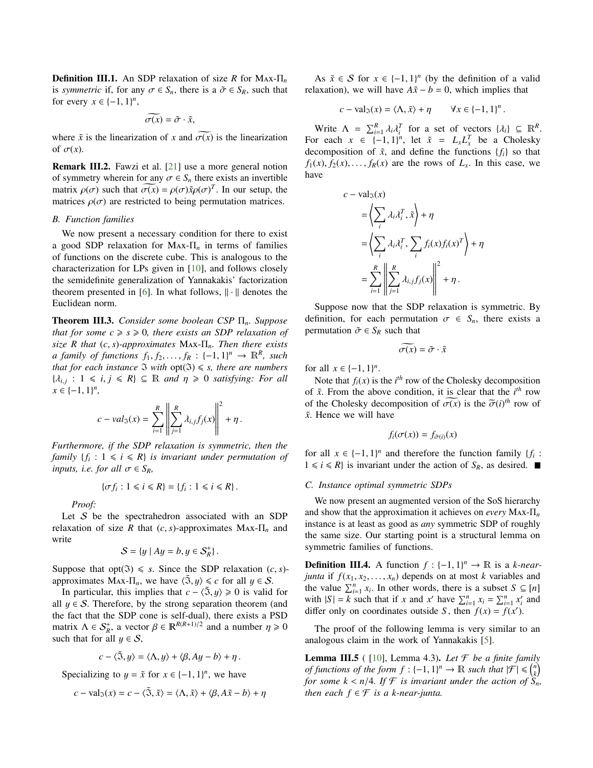**Definition III.1.** An SDP relaxation of size $R$ for $\textsc{Max-}\Pi_n$ is *symmetric* if, for any $\sigma \in S_n$, there is a $\tilde{\sigma} \in S_R$, such that for every $x \in \{-1,1\}^n$,

$$\widetilde{\sigma(x)} = \tilde{\sigma} \cdot \tilde{x},$$

where $\tilde{x}$ is the linearization of $x$ and $\widetilde{\sigma(x)}$ is the linearization of $\sigma(x)$.

**Remark III.2.** Fawzi et al. [21] use a more general notion of symmetry wherein for any $\sigma \in S_n$ there exists an invertible matrix $\rho(\sigma)$ such that $\widetilde{\sigma(x)} = \rho(\sigma)\tilde{x}\rho(\sigma)^T$. In our setup, the matrices $\rho(\sigma)$ are restricted to being permutation matrices.

### B. Function families

We now present a necessary condition for there to exist a good SDP relaxation for $\textsc{Max-}\Pi_n$ in terms of families of functions on the discrete cube. This is analogous to the characterization for LPs given in [10], and follows closely the semidefinite generalization of Yannakakis' factorization theorem presented in [6]. In what follows, $\|\cdot\|$ denotes the Euclidean norm.

**Theorem III.3.** *Consider some boolean CSP $\Pi_n$. Suppose that for some $c \geqslant s \geqslant 0$, there exists an SDP relaxation of size $R$ that $(c,s)$-approximates $\textsc{Max-}\Pi_n$. Then there exists a family of functions $f_1, f_2, \ldots, f_R : \{-1,1\}^n \to \mathbb{R}^R$, such that for each instance $\mathfrak{I}$ with $\mathrm{opt}(\mathfrak{I}) \leqslant s$, there are numbers $\{\lambda_{i,j} : 1 \leqslant i,j \leqslant R\} \subseteq \mathbb{R}$ and $\eta \geqslant 0$ satisfying: For all $x \in \{-1,1\}^n$,*

$$c - val_{\mathfrak{I}}(x) = \sum_{i=1}^{R} \left\| \sum_{j=1}^{R} \lambda_{i,j} f_j(x) \right\|^2 + \eta\,.$$

*Furthermore, if the SDP relaxation is symmetric, then the family $\{f_i : 1 \leqslant i \leqslant R\}$ is invariant under permutation of inputs, i.e. for all $\sigma \in S_R$,*

$$\{\sigma f_i : 1 \leqslant i \leqslant R\} = \{f_i : 1 \leqslant i \leqslant R\}\,.$$

*Proof:*

Let $\mathcal{S}$ be the spectrahedron associated with an SDP relaxation of size $R$ that $(c,s)$-approximates $\textsc{Max-}\Pi_n$ and write

$$\mathcal{S} = \{y \mid Ay = b, y \in \mathcal{S}_R^+\}\,.$$

Suppose that $\mathrm{opt}(\mathfrak{I}) \leqslant s$. Since the SDP relaxation $(c,s)$-approximates $\textsc{Max-}\Pi_n$, we have $\langle \tilde{\mathfrak{I}}, y\rangle \leqslant c$ for all $y \in \mathcal{S}$.

In particular, this implies that $c - \langle \tilde{\mathfrak{I}}, y\rangle \geqslant 0$ is valid for all $y \in \mathcal{S}$. Therefore, by the strong separation theorem (and the fact that the SDP cone is self-dual), there exists a PSD matrix $\Lambda \in \mathcal{S}_R^+$, a vector $\beta \in \mathbb{R}^{R(R+1)/2}$ and a number $\eta \geqslant 0$ such that for all $y \in \mathcal{S}$,

$$c - \langle \tilde{\mathfrak{I}}, y\rangle = \langle \Lambda, y\rangle + \langle \beta, Ay - b\rangle + \eta\,.$$

Specializing to $y = \tilde{x}$ for $x \in \{-1,1\}^n$, we have

$$c - \mathrm{val}_{\mathfrak{I}}(x) = c - \langle \tilde{\mathfrak{I}}, \tilde{x}\rangle = \langle \Lambda, \tilde{x}\rangle + \langle \beta, A\tilde{x} - b\rangle + \eta$$

As $\tilde{x} \in \mathcal{S}$ for $x \in \{-1,1\}^n$ (by the definition of a valid relaxation), we will have $A\tilde{x} - b = 0$, which implies that

$$c - \mathrm{val}_{\mathfrak{I}}(x) = \langle \Lambda, \tilde{x}\rangle + \eta \qquad \forall x \in \{-1,1\}^n\,.$$

Write $\Lambda = \sum_{i=1}^R \lambda_i \lambda_i^T$ for a set of vectors $\{\lambda_i\} \subseteq \mathbb{R}^R$. For each $x \in \{-1,1\}^n$, let $\tilde{x} = L_x L_x^T$ be a Cholesky decomposition of $\tilde{x}$, and define the functions $\{f_i\}$ so that $f_1(x), f_2(x), \ldots, f_R(x)$ are the rows of $L_x$. In this case, we have

$$\begin{aligned}
c &- \mathrm{val}_{\mathfrak{I}}(x) \\
&= \left\langle \sum_i \lambda_i \lambda_i^T, \tilde{x} \right\rangle + \eta \\
&= \left\langle \sum_i \lambda_i \lambda_i^T, \sum_i f_i(x) f_i(x)^T \right\rangle + \eta \\
&= \sum_{i=1}^R \left\| \sum_{j=1}^R \lambda_{i,j} f_j(x) \right\|^2 + \eta\,.
\end{aligned}$$

Suppose now that the SDP relaxation is symmetric. By definition, for each permutation $\sigma \in S_n$, there exists a permutation $\tilde{\sigma} \in S_R$ such that

$$\widetilde{\sigma(x)} = \tilde{\sigma} \cdot \tilde{x}$$

for all $x \in \{-1,1\}^n$.

Note that $f_i(x)$ is the $i^{th}$ row of the Cholesky decomposition of $\tilde{x}$. From the above condition, it is clear that the $i^{th}$ row of the Cholesky decomposition of $\widetilde{\sigma(x)}$ is the $\tilde{\sigma}(i)^{th}$ row of $\tilde{x}$. Hence we will have

$$f_i(\sigma(x)) = f_{\tilde{\sigma}(i)}(x)$$

for all $x \in \{-1,1\}^n$ and therefore the function family $\{f_i : 1 \leqslant i \leqslant R\}$ is invariant under the action of $S_R$, as desired. ■

### C. Instance optimal symmetric SDPs

We now present an augmented version of the SoS hierarchy and show that the approximation it achieves on *every* $\textsc{Max-}\Pi_n$ instance is at least as good as *any* symmetric SDP of roughly the same size. Our starting point is a structural lemma on symmetric families of functions.

**Definition III.4.** A function $f : \{-1,1\}^n \to \mathbb{R}$ is a *$k$-near-junta* if $f(x_1, x_2, \ldots, x_n)$ depends on at most $k$ variables and the value $\sum_{i=1}^n x_i$. In other words, there is a subset $S \subseteq [n]$ with $|S| = k$ such that if $x$ and $x'$ have $\sum_{i=1}^n x_i = \sum_{i=1}^n x_i'$ and differ only on coordinates outside $S$, then $f(x) = f(x')$.

The proof of the following lemma is very similar to an analogous claim in the work of Yannakakis [5].

**Lemma III.5** ( [10], Lemma 4.3)**.** *Let $\mathcal{F}$ be a finite family of functions of the form $f : \{-1,1\}^n \to \mathbb{R}$ such that $|\mathcal{F}| \leqslant \binom{n}{k}$ for some $k < n/4$. If $\mathcal{F}$ is invariant under the action of $S_n$, then each $f \in \mathcal{F}$ is a $k$-near-junta.*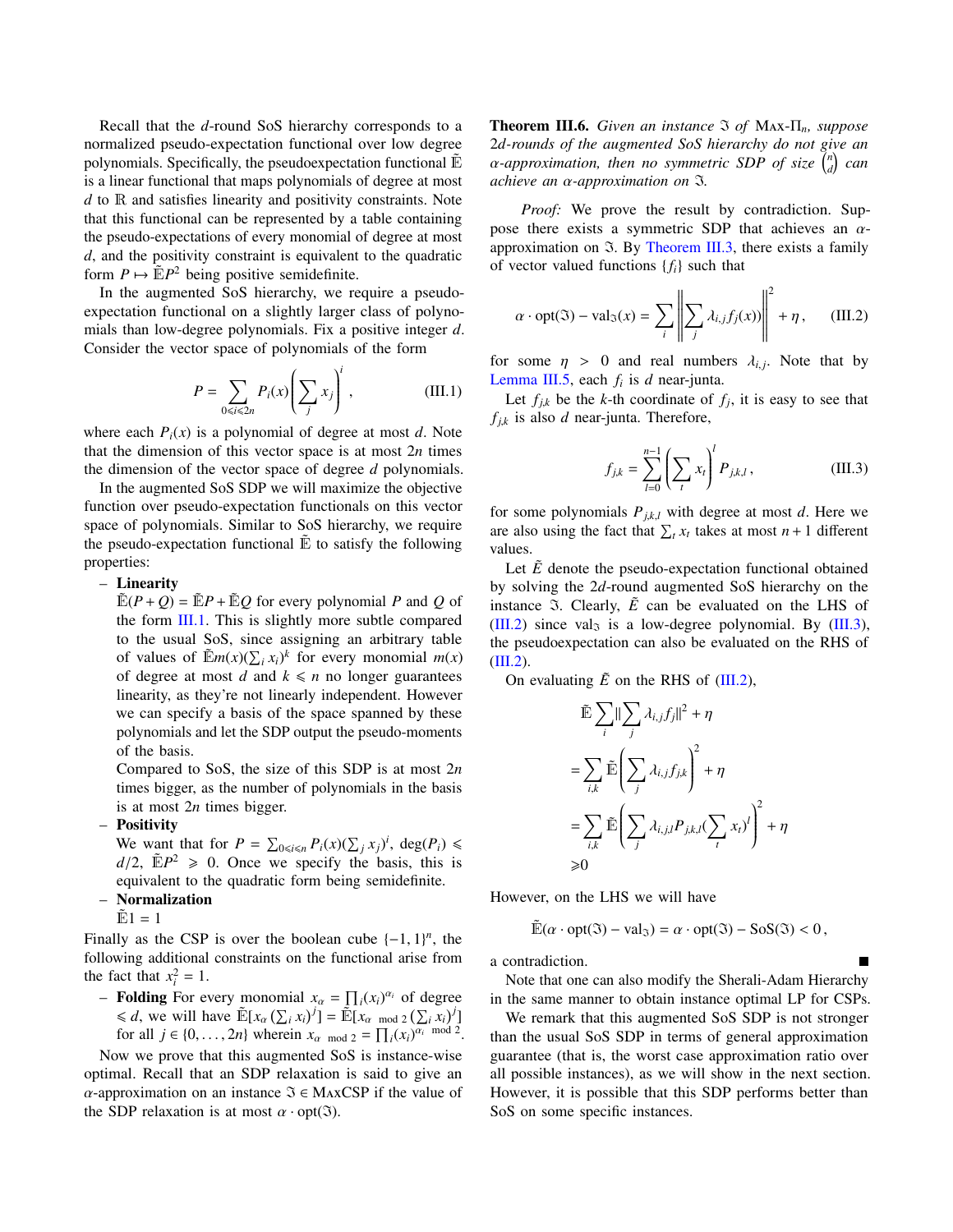Recall that the $d$-round SoS hierarchy corresponds to a normalized pseudo-expectation functional over low degree polynomials. Specifically, the pseudoexpectation functional $\tilde{\mathbb{E}}$ is a linear functional that maps polynomials of degree at most $d$ to $\mathbb{R}$ and satisfies linearity and positivity constraints. Note that this functional can be represented by a table containing the pseudo-expectations of every monomial of degree at most $d$, and the positivity constraint is equivalent to the quadratic form $P \mapsto \tilde{\mathbb{E}}P^2$ being positive semidefinite.

In the augmented SoS hierarchy, we require a pseudo-expectation functional on a slightly larger class of polynomials than low-degree polynomials. Fix a positive integer $d$. Consider the vector space of polynomials of the form

$$P = \sum_{0 \leqslant i \leqslant 2n} P_i(x) \left( \sum_j x_j \right)^i, \tag{III.1}$$

where each $P_i(x)$ is a polynomial of degree at most $d$. Note that the dimension of this vector space is at most $2n$ times the dimension of the vector space of degree $d$ polynomials.

In the augmented SoS SDP we will maximize the objective function over pseudo-expectation functionals on this vector space of polynomials. Similar to SoS hierarchy, we require the pseudo-expectation functional $\tilde{\mathbb{E}}$ to satisfy the following properties:

- **Linearity**
  $\tilde{\mathbb{E}}(P+Q) = \tilde{\mathbb{E}}P + \tilde{\mathbb{E}}Q$ for every polynomial $P$ and $Q$ of the form III.1. This is slightly more subtle compared to the usual SoS, since assigning an arbitrary table of values of $\tilde{\mathbb{E}}m(x)(\sum_i x_i)^k$ for every monomial $m(x)$ of degree at most $d$ and $k \leqslant n$ no longer guarantees linearity, as they're not linearly independent. However we can specify a basis of the space spanned by these polynomials and let the SDP output the pseudo-moments of the basis.
  Compared to SoS, the size of this SDP is at most $2n$ times bigger, as the number of polynomials in the basis is at most $2n$ times bigger.
- **Positivity**
  We want that for $P = \sum_{0 \leqslant i \leqslant n} P_i(x)(\sum_j x_j)^i$, $\deg(P_i) \leqslant d/2$, $\tilde{\mathbb{E}}P^2 \geqslant 0$. Once we specify the basis, this is equivalent to the quadratic form being semidefinite.
- **Normalization**
  $\tilde{\mathbb{E}}1 = 1$

Finally as the CSP is over the boolean cube $\{-1, 1\}^n$, the following additional constraints on the functional arise from the fact that $x_i^2 = 1$.

- **Folding** For every monomial $x_\alpha = \prod_i (x_i)^{\alpha_i}$ of degree $\leqslant d$, we will have $\tilde{\mathbb{E}}[x_\alpha (\sum_i x_i)^j] = \tilde{\mathbb{E}}[x_{\alpha \bmod 2} (\sum_i x_i)^j]$ for all $j \in \{0, \ldots, 2n\}$ wherein $x_{\alpha \bmod 2} = \prod_i (x_i)^{\alpha_i \bmod 2}$.

Now we prove that this augmented SoS is instance-wise optimal. Recall that an SDP relaxation is said to give an $\alpha$-approximation on an instance $\mathfrak{I} \in$ MaxCSP if the value of the SDP relaxation is at most $\alpha \cdot \mathrm{opt}(\mathfrak{I})$.

**Theorem III.6.** *Given an instance $\mathfrak{I}$ of Max-$\Pi_n$, suppose $2d$-rounds of the augmented SoS hierarchy do not give an $\alpha$-approximation, then no symmetric SDP of size $\binom{n}{d}$ can achieve an $\alpha$-approximation on $\mathfrak{I}$.*

*Proof:* We prove the result by contradiction. Suppose there exists a symmetric SDP that achieves an $\alpha$-approximation on $\mathfrak{I}$. By Theorem III.3, there exists a family of vector valued functions $\{f_i\}$ such that

$$\alpha \cdot \mathrm{opt}(\mathfrak{I}) - \mathrm{val}_{\mathfrak{I}}(x) = \sum_i \left\| \sum_j \lambda_{i,j} f_j(x) \right\|^2 + \eta, \tag{III.2}$$

for some $\eta > 0$ and real numbers $\lambda_{i,j}$. Note that by Lemma III.5, each $f_i$ is $d$ near-junta.

Let $f_{j,k}$ be the $k$-th coordinate of $f_j$, it is easy to see that $f_{j,k}$ is also $d$ near-junta. Therefore,

$$f_{j,k} = \sum_{l=0}^{n-1} \left( \sum_t x_t \right)^l P_{j,k,l}, \tag{III.3}$$

for some polynomials $P_{j,k,l}$ with degree at most $d$. Here we are also using the fact that $\sum_t x_t$ takes at most $n+1$ different values.

Let $\tilde{E}$ denote the pseudo-expectation functional obtained by solving the $2d$-round augmented SoS hierarchy on the instance $\mathfrak{I}$. Clearly, $\tilde{E}$ can be evaluated on the LHS of (III.2) since $\mathrm{val}_{\mathfrak{I}}$ is a low-degree polynomial. By (III.3), the pseudoexpectation can also be evaluated on the RHS of (III.2).

On evaluating $\tilde{E}$ on the RHS of (III.2),

$$\begin{aligned}
&\tilde{\mathbb{E}} \sum_i \| \sum_j \lambda_{i,j} f_j \|^2 + \eta \\
&= \sum_{i,k} \tilde{\mathbb{E}} \left( \sum_j \lambda_{i,j} f_{j,k} \right)^2 + \eta \\
&= \sum_{i,k} \tilde{\mathbb{E}} \left( \sum_j \lambda_{i,j,l} P_{j,k,l} (\sum_t x_t)^l \right)^2 + \eta \\
&\geqslant 0
\end{aligned}$$

However, on the LHS we will have

$$\tilde{\mathbb{E}}(\alpha \cdot \mathrm{opt}(\mathfrak{I}) - \mathrm{val}_{\mathfrak{I}}) = \alpha \cdot \mathrm{opt}(\mathfrak{I}) - \mathrm{SoS}(\mathfrak{I}) < 0,$$

a contradiction. ∎

Note that one can also modify the Sherali-Adam Hierarchy in the same manner to obtain instance optimal LP for CSPs.

We remark that this augmented SoS SDP is not stronger than the usual SoS SDP in terms of general approximation guarantee (that is, the worst case approximation ratio over all possible instances), as we will show in the next section. However, it is possible that this SDP performs better than SoS on some specific instances.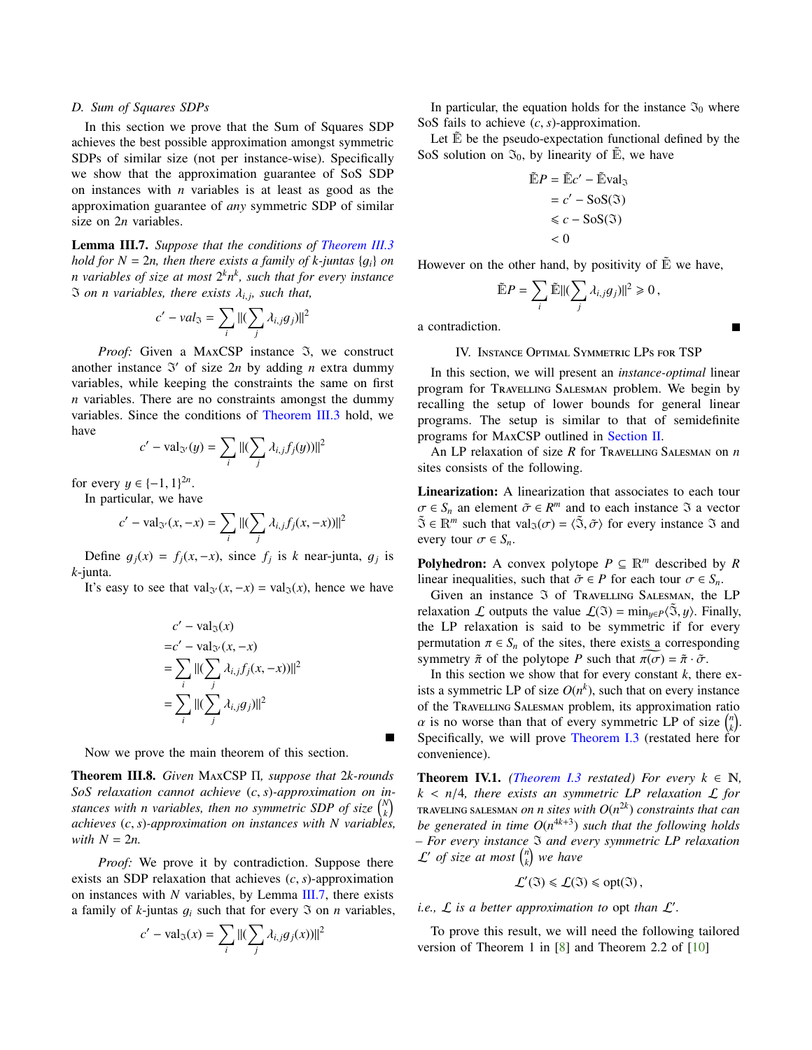### D. Sum of Squares SDPs

In this section we prove that the Sum of Squares SDP achieves the best possible approximation amongst symmetric SDPs of similar size (not per instance-wise). Specifically we show that the approximation guarantee of SoS SDP on instances with $n$ variables is at least as good as the approximation guarantee of *any* symmetric SDP of similar size on $2n$ variables.

**Lemma III.7.** *Suppose that the conditions of Theorem III.3 hold for $N = 2n$, then there exists a family of $k$-juntas $\{g_i\}$ on $n$ variables of size at most $2^k n^k$, such that for every instance $\mathfrak{I}$ on $n$ variables, there exists $\lambda_{i,j}$, such that,*

$$c' - val_{\mathfrak{I}} = \sum_i \|(\sum_j \lambda_{i,j} g_j)\|^2$$

*Proof:* Given a MaxCSP instance $\mathfrak{I}$, we construct another instance $\mathfrak{I}'$ of size $2n$ by adding $n$ extra dummy variables, while keeping the constraints the same on first $n$ variables. There are no constraints amongst the dummy variables. Since the conditions of Theorem III.3 hold, we have

$$c' - \mathrm{val}_{\mathfrak{I}'}(y) = \sum_i \|(\sum_j \lambda_{i,j} f_j(y))\|^2$$

for every $y \in \{-1, 1\}^{2n}$.

In particular, we have

$$c' - \mathrm{val}_{\mathfrak{I}'}(x, -x) = \sum_i \|(\sum_j \lambda_{i,j} f_j(x, -x))\|^2$$

Define $g_j(x) = f_j(x, -x)$, since $f_j$ is $k$ near-junta, $g_j$ is $k$-junta.

It's easy to see that $\mathrm{val}_{\mathfrak{I}'}(x, -x) = \mathrm{val}_{\mathfrak{I}}(x)$, hence we have

$$\begin{aligned}
& c' - \mathrm{val}_{\mathfrak{I}}(x) \\
=& c' - \mathrm{val}_{\mathfrak{I}'}(x, -x) \\
=& \sum_i \|(\sum_j \lambda_{i,j} f_j(x, -x))\|^2 \\
=& \sum_i \|(\sum_j \lambda_{i,j} g_j)\|^2
\end{aligned}$$

■

Now we prove the main theorem of this section.

**Theorem III.8.** *Given MaxCSP $\Pi$, suppose that $2k$-rounds SoS relaxation cannot achieve $(c, s)$-approximation on instances with $n$ variables, then no symmetric SDP of size $\binom{N}{k}$ achieves $(c, s)$-approximation on instances with $N$ variables, with $N = 2n$.*

*Proof:* We prove it by contradiction. Suppose there exists an SDP relaxation that achieves $(c, s)$-approximation on instances with $N$ variables, by Lemma III.7, there exists a family of $k$-juntas $g_i$ such that for every $\mathfrak{I}$ on $n$ variables,

$$c' - \mathrm{val}_{\mathfrak{I}}(x) = \sum_i \|(\sum_j \lambda_{i,j} g_j(x))\|^2$$

In particular, the equation holds for the instance $\mathfrak{I}_0$ where SoS fails to achieve $(c, s)$-approximation.

Let $\tilde{\mathbb{E}}$ be the pseudo-expectation functional defined by the SoS solution on $\mathfrak{I}_0$, by linearity of $\tilde{\mathbb{E}}$, we have

$$\begin{aligned}
\tilde{\mathbb{E}} P &= \tilde{\mathbb{E}} c' - \tilde{\mathbb{E}} \mathrm{val}_{\mathfrak{I}} \\
&= c' - \mathrm{SoS}(\mathfrak{I}) \\
&\leqslant c - \mathrm{SoS}(\mathfrak{I}) \\
&< 0
\end{aligned}$$

However on the other hand, by positivity of $\tilde{\mathbb{E}}$ we have,

$$\tilde{\mathbb{E}} P = \sum_i \tilde{\mathbb{E}} \|(\sum_j \lambda_{i,j} g_j)\|^2 \geqslant 0\,,$$

a contradiction. ■

## IV. Instance Optimal Symmetric LPs for TSP

In this section, we will present an *instance-optimal* linear program for Travelling Salesman problem. We begin by recalling the setup of lower bounds for general linear programs. The setup is similar to that of semidefinite programs for MaxCSP outlined in Section II.

An LP relaxation of size $R$ for Travelling Salesman on $n$ sites consists of the following.

**Linearization:** A linearization that associates to each tour $\sigma \in S_n$ an element $\tilde{\sigma} \in R^m$ and to each instance $\mathfrak{I}$ a vector $\tilde{\mathfrak{I}} \in \mathbb{R}^m$ such that $\mathrm{val}_{\mathfrak{I}}(\sigma) = \langle \tilde{\mathfrak{I}}, \tilde{\sigma} \rangle$ for every instance $\mathfrak{I}$ and every tour $\sigma \in S_n$.

**Polyhedron:** A convex polytope $P \subseteq \mathbb{R}^m$ described by $R$ linear inequalities, such that $\tilde{\sigma} \in P$ for each tour $\sigma \in S_n$.

Given an instance $\mathfrak{I}$ of Travelling Salesman, the LP relaxation $\mathcal{L}$ outputs the value $\mathcal{L}(\mathfrak{I}) = \min_{y \in P} \langle \tilde{\mathfrak{I}}, y \rangle$. Finally, the LP relaxation is said to be symmetric if for every permutation $\pi \in S_n$ of the sites, there exists a corresponding symmetry $\tilde{\pi}$ of the polytope $P$ such that $\widetilde{\pi(\sigma)} = \tilde{\pi} \cdot \tilde{\sigma}$.

In this section we show that for every constant $k$, there exists a symmetric LP of size $O(n^k)$, such that on every instance of the Travelling Salesman problem, its approximation ratio $\alpha$ is no worse than that of every symmetric LP of size $\binom{n}{k}$. Specifically, we will prove Theorem I.3 (restated here for convenience).

**Theorem IV.1.** *(Theorem I.3 restated) For every $k \in \mathbb{N}$, $k < n/4$, there exists an symmetric LP relaxation $\mathcal{L}$ for travelling salesman on $n$ sites with $O(n^{2k})$ constraints that can be generated in time $O(n^{4k+3})$ such that the following holds – For every instance $\mathfrak{I}$ and every symmetric LP relaxation $\mathcal{L}'$ of size at most $\binom{n}{k}$ we have*

$$\mathcal{L}'(\mathfrak{I}) \leqslant \mathcal{L}(\mathfrak{I}) \leqslant \mathrm{opt}(\mathfrak{I})\,,$$

*i.e., $\mathcal{L}$ is a better approximation to* opt *than $\mathcal{L}'$.*

To prove this result, we will need the following tailored version of Theorem 1 in [8] and Theorem 2.2 of [10]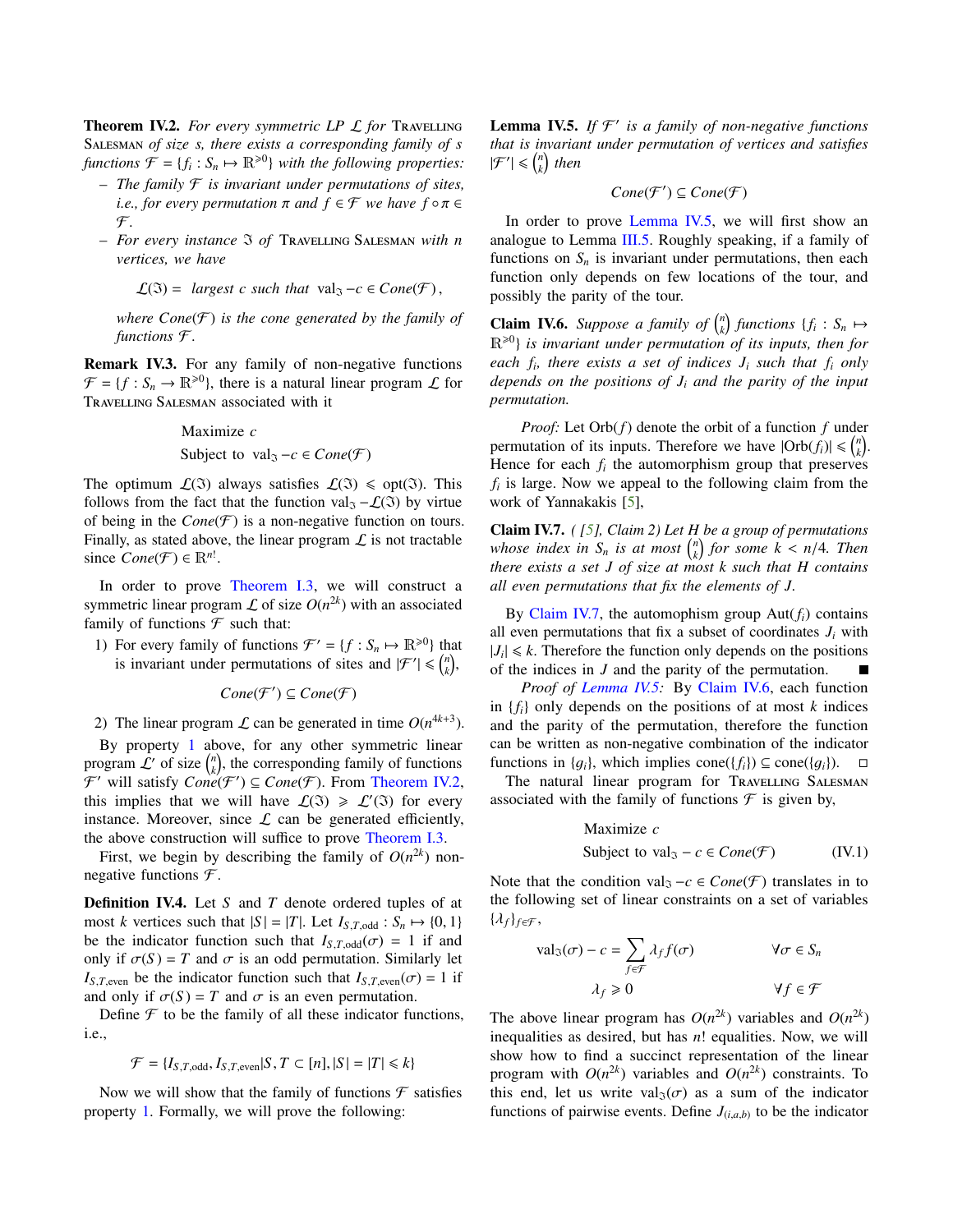**Theorem IV.2.** *For every symmetric LP $\mathcal{L}$ for* Travelling Salesman *of size $s$, there exists a corresponding family of $s$ functions $\mathcal{F} = \{f_i : S_n \mapsto \mathbb{R}^{\geqslant 0}\}$ with the following properties:*

- *The family $\mathcal{F}$ is invariant under permutations of sites, i.e., for every permutation $\pi$ and $f \in \mathcal{F}$ we have $f \circ \pi \in \mathcal{F}$.*
- *For every instance $\mathfrak{I}$ of* Travelling Salesman *with $n$ vertices, we have*

$$\mathcal{L}(\mathfrak{I}) = \text{ largest } c \text{ such that } \mathrm{val}_{\mathfrak{I}} - c \in Cone(\mathcal{F}),$$

*where $Cone(\mathcal{F})$ is the cone generated by the family of functions $\mathcal{F}$.*

**Remark IV.3.** For any family of non-negative functions $\mathcal{F} = \{f : S_n \to \mathbb{R}^{\geqslant 0}\}$, there is a natural linear program $\mathcal{L}$ for Travelling Salesman associated with it

$$\begin{aligned} &\text{Maximize } c \\ &\text{Subject to } \mathrm{val}_{\mathfrak{I}} - c \in Cone(\mathcal{F}) \end{aligned}$$

The optimum $\mathcal{L}(\mathfrak{I})$ always satisfies $\mathcal{L}(\mathfrak{I}) \leqslant \mathrm{opt}(\mathfrak{I})$. This follows from the fact that the function $\mathrm{val}_{\mathfrak{I}} - \mathcal{L}(\mathfrak{I})$ by virtue of being in the $Cone(\mathcal{F})$ is a non-negative function on tours. Finally, as stated above, the linear program $\mathcal{L}$ is not tractable since $Cone(\mathcal{F}) \in \mathbb{R}^{n!}$.

In order to prove Theorem I.3, we will construct a symmetric linear program $\mathcal{L}$ of size $O(n^{2k})$ with an associated family of functions $\mathcal{F}$ such that:

1) For every family of functions $\mathcal{F}' = \{f : S_n \mapsto \mathbb{R}^{\geqslant 0}\}$ that is invariant under permutations of sites and $|\mathcal{F}'| \leqslant \binom{n}{k}$,

$$Cone(\mathcal{F}') \subseteq Cone(\mathcal{F})$$

2) The linear program $\mathcal{L}$ can be generated in time $O(n^{4k+3})$.

By property 1 above, for any other symmetric linear program $\mathcal{L}'$ of size $\binom{n}{k}$, the corresponding family of functions $\mathcal{F}'$ will satisfy $Cone(\mathcal{F}') \subseteq Cone(\mathcal{F})$. From Theorem IV.2, this implies that we will have $\mathcal{L}(\mathfrak{I}) \geqslant \mathcal{L}'(\mathfrak{I})$ for every instance. Moreover, since $\mathcal{L}$ can be generated efficiently, the above construction will suffice to prove Theorem I.3.

First, we begin by describing the family of $O(n^{2k})$ non-negative functions $\mathcal{F}$.

**Definition IV.4.** Let $S$ and $T$ denote ordered tuples of at most $k$ vertices such that $|S| = |T|$. Let $I_{S,T,\mathrm{odd}} : S_n \mapsto \{0, 1\}$ be the indicator function such that $I_{S,T,\mathrm{odd}}(\sigma) = 1$ if and only if $\sigma(S) = T$ and $\sigma$ is an odd permutation. Similarly let $I_{S,T,\mathrm{even}}$ be the indicator function such that $I_{S,T,\mathrm{even}}(\sigma) = 1$ if and only if $\sigma(S) = T$ and $\sigma$ is an even permutation.

Define $\mathcal{F}$ to be the family of all these indicator functions, i.e.,

$$\mathcal{F} = \{I_{S,T,\mathrm{odd}}, I_{S,T,\mathrm{even}} | S, T \subset [n], |S| = |T| \leqslant k\}$$

Now we will show that the family of functions $\mathcal{F}$ satisfies property 1. Formally, we will prove the following:

**Lemma IV.5.** *If $\mathcal{F}'$ is a family of non-negative functions that is invariant under permutation of vertices and satisfies $|\mathcal{F}'| \leqslant \binom{n}{k}$ then*

$$Cone(\mathcal{F}') \subseteq Cone(\mathcal{F})$$

In order to prove Lemma IV.5, we will first show an analogue to Lemma III.5. Roughly speaking, if a family of functions on $S_n$ is invariant under permutations, then each function only depends on few locations of the tour, and possibly the parity of the tour.

**Claim IV.6.** *Suppose a family of $\binom{n}{k}$ functions $\{f_i : S_n \mapsto \mathbb{R}^{\geqslant 0}\}$ is invariant under permutation of its inputs, then for each $f_i$, there exists a set of indices $J_i$ such that $f_i$ only depends on the positions of $J_i$ and the parity of the input permutation.*

*Proof:* Let $\mathrm{Orb}(f)$ denote the orbit of a function $f$ under permutation of its inputs. Therefore we have $|\mathrm{Orb}(f_i)| \leqslant \binom{n}{k}$. Hence for each $f_i$ the automorphism group that preserves $f_i$ is large. Now we appeal to the following claim from the work of Yannakakis [5],

**Claim IV.7.** *( [5], Claim 2) Let $H$ be a group of permutations whose index in $S_n$ is at most $\binom{n}{k}$ for some $k < n/4$. Then there exists a set $J$ of size at most $k$ such that $H$ contains all even permutations that fix the elements of $J$.*

By Claim IV.7, the automophism group $\mathrm{Aut}(f_i)$ contains all even permutations that fix a subset of coordinates $J_i$ with $|J_i| \leqslant k$. Therefore the function only depends on the positions of the indices in $J$ and the parity of the permutation. ■

*Proof of Lemma IV.5:* By Claim IV.6, each function in $\{f_i\}$ only depends on the positions of at most $k$ indices and the parity of the permutation, therefore the function can be written as non-negative combination of the indicator functions in $\{g_i\}$, which implies $\mathrm{cone}(\{f_i\}) \subseteq \mathrm{cone}(\{g_i\})$. □

The natural linear program for Travelling Salesman associated with the family of functions $\mathcal{F}$ is given by,

$$\begin{aligned} &\text{Maximize } c \\ &\text{Subject to } \mathrm{val}_{\mathfrak{I}} - c \in Cone(\mathcal{F}) \end{aligned} \tag{IV.1}$$

Note that the condition $\mathrm{val}_{\mathfrak{I}} - c \in Cone(\mathcal{F})$ translates in to the following set of linear constraints on a set of variables $\{\lambda_f\}_{f \in \mathcal{F}}$,

$$\begin{aligned} \mathrm{val}_{\mathfrak{I}}(\sigma) - c &= \sum_{f \in \mathcal{F}} \lambda_f f(\sigma) && \forall \sigma \in S_n \\ \lambda_f &\geqslant 0 && \forall f \in \mathcal{F} \end{aligned}$$

The above linear program has $O(n^{2k})$ variables and $O(n^{2k})$ inequalities as desired, but has $n!$ equalities. Now, we will show how to find a succinct representation of the linear program with $O(n^{2k})$ variables and $O(n^{2k})$ constraints. To this end, let us write $\mathrm{val}_{\mathfrak{I}}(\sigma)$ as a sum of the indicator functions of pairwise events. Define $J_{(i,a,b)}$ to be the indicator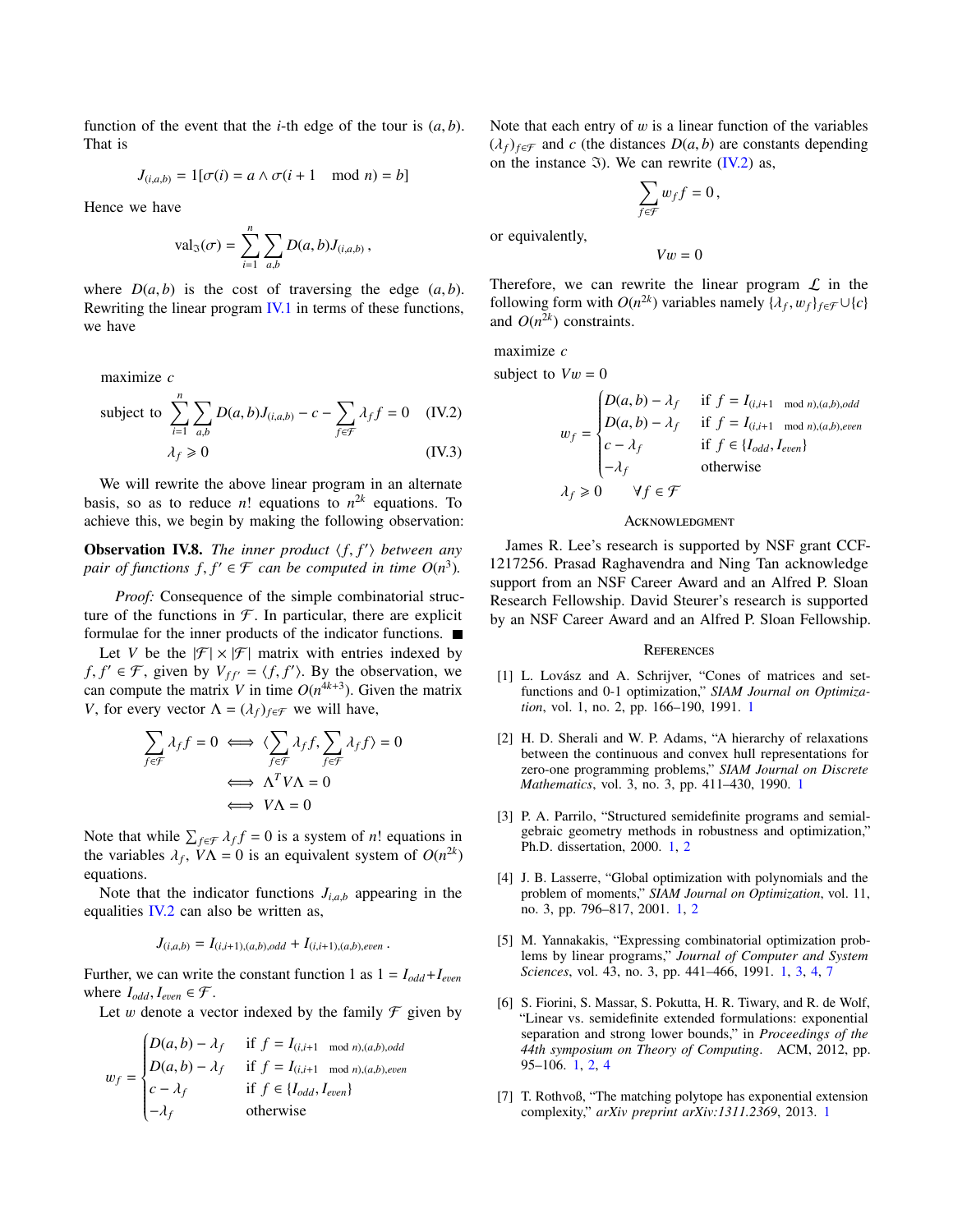function of the event that the $i$-th edge of the tour is $(a, b)$. That is

$$J_{(i,a,b)} = 1[\sigma(i) = a \wedge \sigma(i+1 \mod n) = b]$$

Hence we have

$$\text{val}_{\mathfrak{I}}(\sigma) = \sum_{i=1}^{n} \sum_{a,b} D(a,b) J_{(i,a,b)}\,,$$

where $D(a, b)$ is the cost of traversing the edge $(a, b)$. Rewriting the linear program IV.1 in terms of these functions, we have

maximize $c$

$$\text{subject to } \sum_{i=1}^{n} \sum_{a,b} D(a,b) J_{(i,a,b)} - c - \sum_{f \in \mathcal{F}} \lambda_f f = 0 \quad \text{(IV.2)}$$

$$\lambda_f \geqslant 0 \quad \text{(IV.3)}$$

We will rewrite the above linear program in an alternate basis, so as to reduce $n!$ equations to $n^{2k}$ equations. To achieve this, we begin by making the following observation:

**Observation IV.8.** *The inner product $\langle f, f' \rangle$ between any pair of functions $f, f' \in \mathcal{F}$ can be computed in time $O(n^3)$.*

*Proof:* Consequence of the simple combinatorial structure of the functions in $\mathcal{F}$. In particular, there are explicit formulae for the inner products of the indicator functions. ∎

Let $V$ be the $|\mathcal{F}| \times |\mathcal{F}|$ matrix with entries indexed by $f, f' \in \mathcal{F}$, given by $V_{ff'} = \langle f, f' \rangle$. By the observation, we can compute the matrix $V$ in time $O(n^{4k+3})$. Given the matrix $V$, for every vector $\Lambda = (\lambda_f)_{f \in \mathcal{F}}$ we will have,

$$\begin{aligned}
\sum_{f \in \mathcal{F}} \lambda_f f = 0 &\iff \langle \sum_{f \in \mathcal{F}} \lambda_f f, \sum_{f \in \mathcal{F}} \lambda_f f \rangle = 0 \\
&\iff \Lambda^T V \Lambda = 0 \\
&\iff V\Lambda = 0
\end{aligned}$$

Note that while $\sum_{f \in \mathcal{F}} \lambda_f f = 0$ is a system of $n!$ equations in the variables $\lambda_f$, $V\Lambda = 0$ is an equivalent system of $O(n^{2k})$ equations.

Note that the indicator functions $J_{i,a,b}$ appearing in the equalities IV.2 can also be written as,

$$J_{(i,a,b)} = I_{(i,i+1),(a,b),odd} + I_{(i,i+1),(a,b),even}\,.$$

Further, we can write the constant function 1 as $1 = I_{odd} + I_{even}$ where $I_{odd}, I_{even} \in \mathcal{F}$.

Let $w$ denote a vector indexed by the family $\mathcal{F}$ given by

$$w_f = \begin{cases} D(a,b) - \lambda_f & \text{if } f = I_{(i,i+1 \mod n),(a,b),odd} \\ D(a,b) - \lambda_f & \text{if } f = I_{(i,i+1 \mod n),(a,b),even} \\ c - \lambda_f & \text{if } f \in \{I_{odd}, I_{even}\} \\ -\lambda_f & \text{otherwise} \end{cases}$$

Note that each entry of $w$ is a linear function of the variables $(\lambda_f)_{f \in \mathcal{F}}$ and $c$ (the distances $D(a, b)$ are constants depending on the instance $\mathfrak{I}$). We can rewrite (IV.2) as,

$$\sum_{f \in \mathcal{F}} w_f f = 0\,,$$

or equivalently,

$$Vw = 0$$

Therefore, we can rewrite the linear program $\mathcal{L}$ in the following form with $O(n^{2k})$ variables namely $\{\lambda_f, w_f\}_{f \in \mathcal{F}} \cup \{c\}$ and $O(n^{2k})$ constraints.

maximize $c$

subject to $Vw = 0$

$$w_f = \begin{cases} D(a,b) - \lambda_f & \text{if } f = I_{(i,i+1 \mod n),(a,b),odd} \\ D(a,b) - \lambda_f & \text{if } f = I_{(i,i+1 \mod n),(a,b),even} \\ c - \lambda_f & \text{if } f \in \{I_{odd}, I_{even}\} \\ -\lambda_f & \text{otherwise} \end{cases}$$

$$\lambda_f \geqslant 0 \qquad \forall f \in \mathcal{F}$$

## Acknowledgment

James R. Lee's research is supported by NSF grant CCF-1217256. Prasad Raghavendra and Ning Tan acknowledge support from an NSF Career Award and an Alfred P. Sloan Research Fellowship. David Steurer's research is supported by an NSF Career Award and an Alfred P. Sloan Fellowship.

## References

[1] L. Lovász and A. Schrijver, "Cones of matrices and set-functions and 0-1 optimization," *SIAM Journal on Optimization*, vol. 1, no. 2, pp. 166–190, 1991. 1

[2] H. D. Sherali and W. P. Adams, "A hierarchy of relaxations between the continuous and convex hull representations for zero-one programming problems," *SIAM Journal on Discrete Mathematics*, vol. 3, no. 3, pp. 411–430, 1990. 1

[3] P. A. Parrilo, "Structured semidefinite programs and semialgebraic geometry methods in robustness and optimization," Ph.D. dissertation, 2000. 1, 2

[4] J. B. Lasserre, "Global optimization with polynomials and the problem of moments," *SIAM Journal on Optimization*, vol. 11, no. 3, pp. 796–817, 2001. 1, 2

[5] M. Yannakakis, "Expressing combinatorial optimization problems by linear programs," *Journal of Computer and System Sciences*, vol. 43, no. 3, pp. 441–466, 1991. 1, 3, 4, 7

[6] S. Fiorini, S. Massar, S. Pokutta, H. R. Tiwary, and R. de Wolf, "Linear vs. semidefinite extended formulations: exponential separation and strong lower bounds," in *Proceedings of the 44th symposium on Theory of Computing*. ACM, 2012, pp. 95–106. 1, 2, 4

[7] T. Rothvoß, "The matching polytope has exponential extension complexity," *arXiv preprint arXiv:1311.2369*, 2013. 1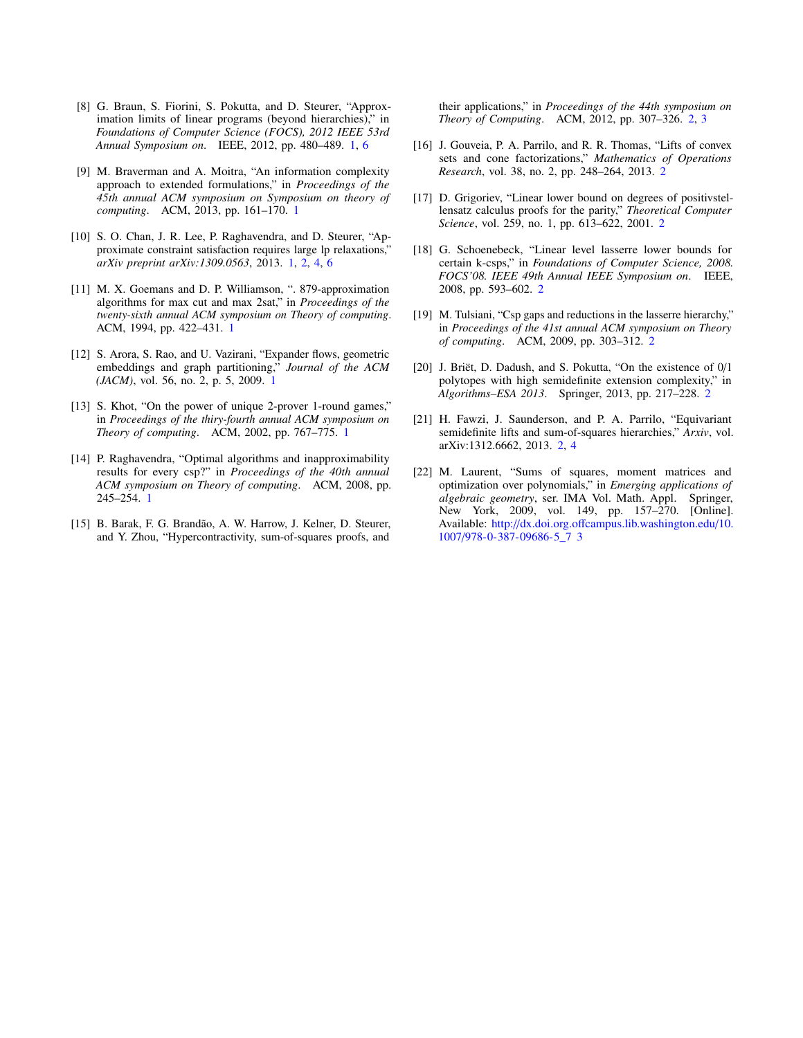[8] G. Braun, S. Fiorini, S. Pokutta, and D. Steurer, "Approximation limits of linear programs (beyond hierarchies)," in *Foundations of Computer Science (FOCS), 2012 IEEE 53rd Annual Symposium on*. IEEE, 2012, pp. 480–489. 1, 6

[9] M. Braverman and A. Moitra, "An information complexity approach to extended formulations," in *Proceedings of the 45th annual ACM symposium on Symposium on theory of computing*. ACM, 2013, pp. 161–170. 1

[10] S. O. Chan, J. R. Lee, P. Raghavendra, and D. Steurer, "Approximate constraint satisfaction requires large lp relaxations," *arXiv preprint arXiv:1309.0563*, 2013. 1, 2, 4, 6

[11] M. X. Goemans and D. P. Williamson, ". 879-approximation algorithms for max cut and max 2sat," in *Proceedings of the twenty-sixth annual ACM symposium on Theory of computing*. ACM, 1994, pp. 422–431. 1

[12] S. Arora, S. Rao, and U. Vazirani, "Expander flows, geometric embeddings and graph partitioning," *Journal of the ACM (JACM)*, vol. 56, no. 2, p. 5, 2009. 1

[13] S. Khot, "On the power of unique 2-prover 1-round games," in *Proceedings of the thiry-fourth annual ACM symposium on Theory of computing*. ACM, 2002, pp. 767–775. 1

[14] P. Raghavendra, "Optimal algorithms and inapproximability results for every csp?" in *Proceedings of the 40th annual ACM symposium on Theory of computing*. ACM, 2008, pp. 245–254. 1

[15] B. Barak, F. G. Brandão, A. W. Harrow, J. Kelner, D. Steurer, and Y. Zhou, "Hypercontractivity, sum-of-squares proofs, and their applications," in *Proceedings of the 44th symposium on Theory of Computing*. ACM, 2012, pp. 307–326. 2, 3

[16] J. Gouveia, P. A. Parrilo, and R. R. Thomas, "Lifts of convex sets and cone factorizations," *Mathematics of Operations Research*, vol. 38, no. 2, pp. 248–264, 2013. 2

[17] D. Grigoriev, "Linear lower bound on degrees of positivstellensatz calculus proofs for the parity," *Theoretical Computer Science*, vol. 259, no. 1, pp. 613–622, 2001. 2

[18] G. Schoenebeck, "Linear level lasserre lower bounds for certain k-csps," in *Foundations of Computer Science, 2008. FOCS'08. IEEE 49th Annual IEEE Symposium on*. IEEE, 2008, pp. 593–602. 2

[19] M. Tulsiani, "Csp gaps and reductions in the lasserre hierarchy," in *Proceedings of the 41st annual ACM symposium on Theory of computing*. ACM, 2009, pp. 303–312. 2

[20] J. Briët, D. Dadush, and S. Pokutta, "On the existence of 0/1 polytopes with high semidefinite extension complexity," in *Algorithms–ESA 2013*. Springer, 2013, pp. 217–228. 2

[21] H. Fawzi, J. Saunderson, and P. A. Parrilo, "Equivariant semidefinite lifts and sum-of-squares hierarchies," *Arxiv*, vol. arXiv:1312.6662, 2013. 2, 4

[22] M. Laurent, "Sums of squares, moment matrices and optimization over polynomials," in *Emerging applications of algebraic geometry*, ser. IMA Vol. Math. Appl. Springer, New York, 2009, vol. 149, pp. 157–270. [Online]. Available: http://dx.doi.org.offcampus.lib.washington.edu/10.1007/978-0-387-09686-5_7 3